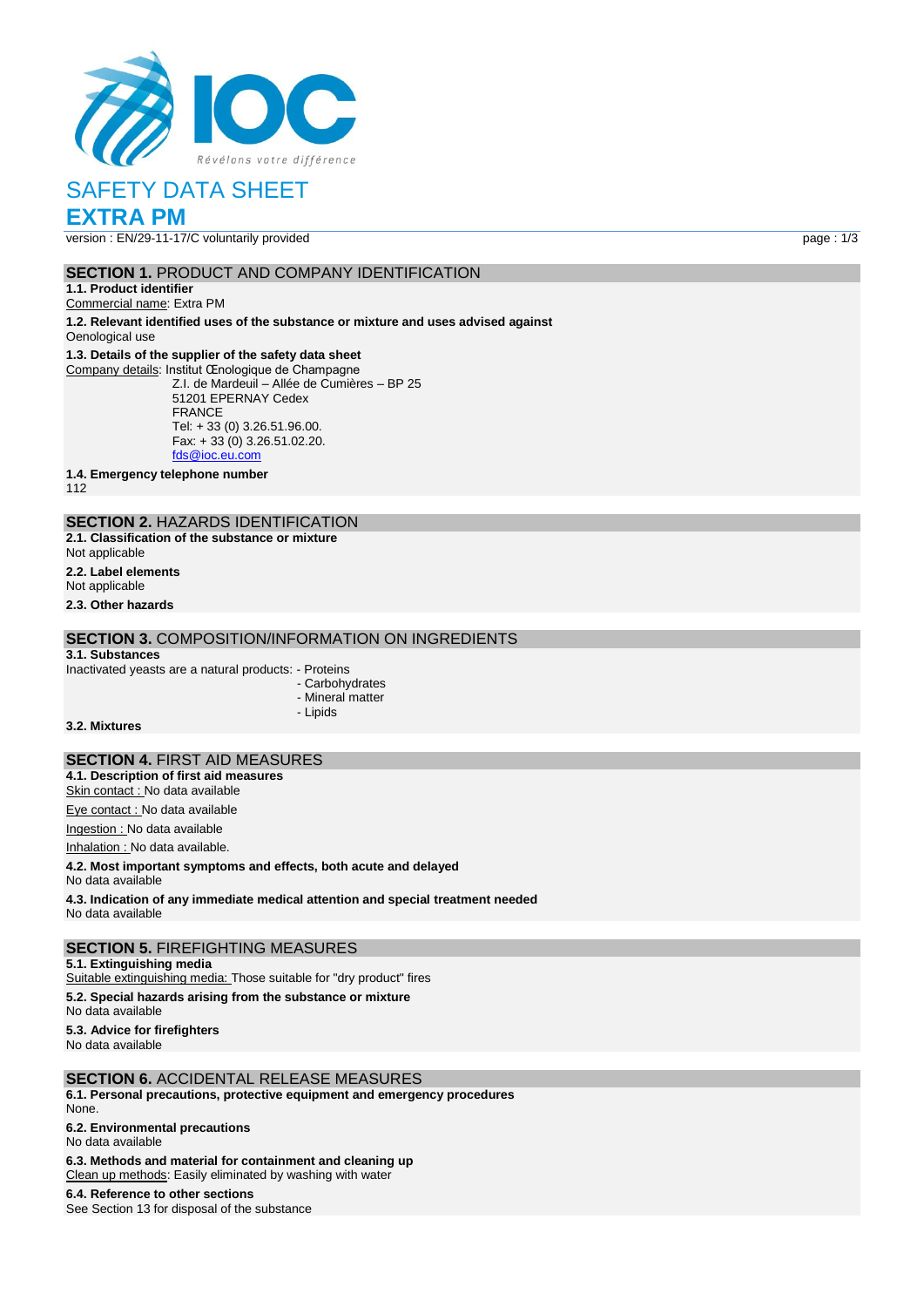Révélons votre différence

# SAFETY DATA SHEET
# EXTRA PM

version : EN/29-11-17/C voluntarily provided

## SECTION 1. PRODUCT AND COMPANY IDENTIFICATION

**1.1. Product identifier**

Commercial name: Extra PM

**1.2. Relevant identified uses of the substance or mixture and uses advised against**

Oenological use

**1.3. Details of the supplier of the safety data sheet**

Company details: Institut Œnologique de Champagne
Z.I. de Mardeuil – Allée de Cumières – BP 25
51201 EPERNAY Cedex
FRANCE
Tel: + 33 (0) 3.26.51.96.00.
Fax: + 33 (0) 3.26.51.02.20.
fds@ioc.eu.com

**1.4. Emergency telephone number**

112

## SECTION 2. HAZARDS IDENTIFICATION

**2.1. Classification of the substance or mixture**

Not applicable

**2.2. Label elements**

Not applicable

**2.3. Other hazards**

## SECTION 3. COMPOSITION/INFORMATION ON INGREDIENTS

**3.1. Substances**

Inactivated yeasts are a natural products:
- Proteins
- Carbohydrates
- Mineral matter
- Lipids

**3.2. Mixtures**

## SECTION 4. FIRST AID MEASURES

**4.1. Description of first aid measures**

Skin contact : No data available

Eye contact : No data available

Ingestion : No data available

Inhalation : No data available.

**4.2. Most important symptoms and effects, both acute and delayed**

No data available

**4.3. Indication of any immediate medical attention and special treatment needed**

No data available

## SECTION 5. FIREFIGHTING MEASURES

**5.1. Extinguishing media**

Suitable extinguishing media: Those suitable for "dry product" fires

**5.2. Special hazards arising from the substance or mixture**

No data available

**5.3. Advice for firefighters**

No data available

## SECTION 6. ACCIDENTAL RELEASE MEASURES

**6.1. Personal precautions, protective equipment and emergency procedures**

None.

**6.2. Environmental precautions**

No data available

**6.3. Methods and material for containment and cleaning up**

Clean up methods: Easily eliminated by washing with water

**6.4. Reference to other sections**

See Section 13 for disposal of the substance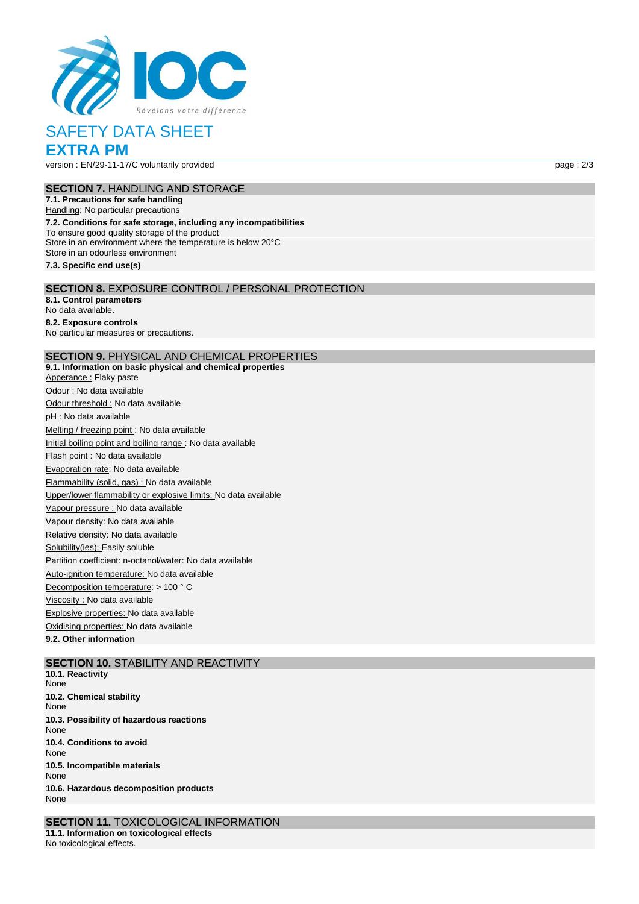## SECTION 7. HANDLING AND STORAGE

**7.1. Precautions for safe handling**

Handling: No particular precautions

**7.2. Conditions for safe storage, including any incompatibilities**

To ensure good quality storage of the product
Store in an environment where the temperature is below 20°C
Store in an odourless environment

**7.3. Specific end use(s)**

## SECTION 8. EXPOSURE CONTROL / PERSONAL PROTECTION

**8.1. Control parameters**

No data available.

**8.2. Exposure controls**

No particular measures or precautions.

## SECTION 9. PHYSICAL AND CHEMICAL PROPERTIES

**9.1. Information on basic physical and chemical properties**

Apperance : Flaky paste

Odour : No data available

Odour threshold : No data available

pH : No data available

Melting / freezing point : No data available

Initial boiling point and boiling range : No data available

Flash point : No data available

Evaporation rate: No data available

Flammability (solid, gas) : No data available

Upper/lower flammability or explosive limits: No data available

Vapour pressure : No data available

Vapour density: No data available

Relative density: No data available

Solubility(ies); Easily soluble

Partition coefficient: n-octanol/water: No data available

Auto-ignition temperature: No data available

Decomposition temperature: > 100 ° C

Viscosity : No data available

Explosive properties: No data available

Oxidising properties: No data available

**9.2. Other information**

## SECTION 10. STABILITY AND REACTIVITY

**10.1. Reactivity**

None

**10.2. Chemical stability**

None

**10.3. Possibility of hazardous reactions**

None

**10.4. Conditions to avoid**

None

**10.5. Incompatible materials**

None

**10.6. Hazardous decomposition products**

None

## SECTION 11. TOXICOLOGICAL INFORMATION

**11.1. Information on toxicological effects**

No toxicological effects.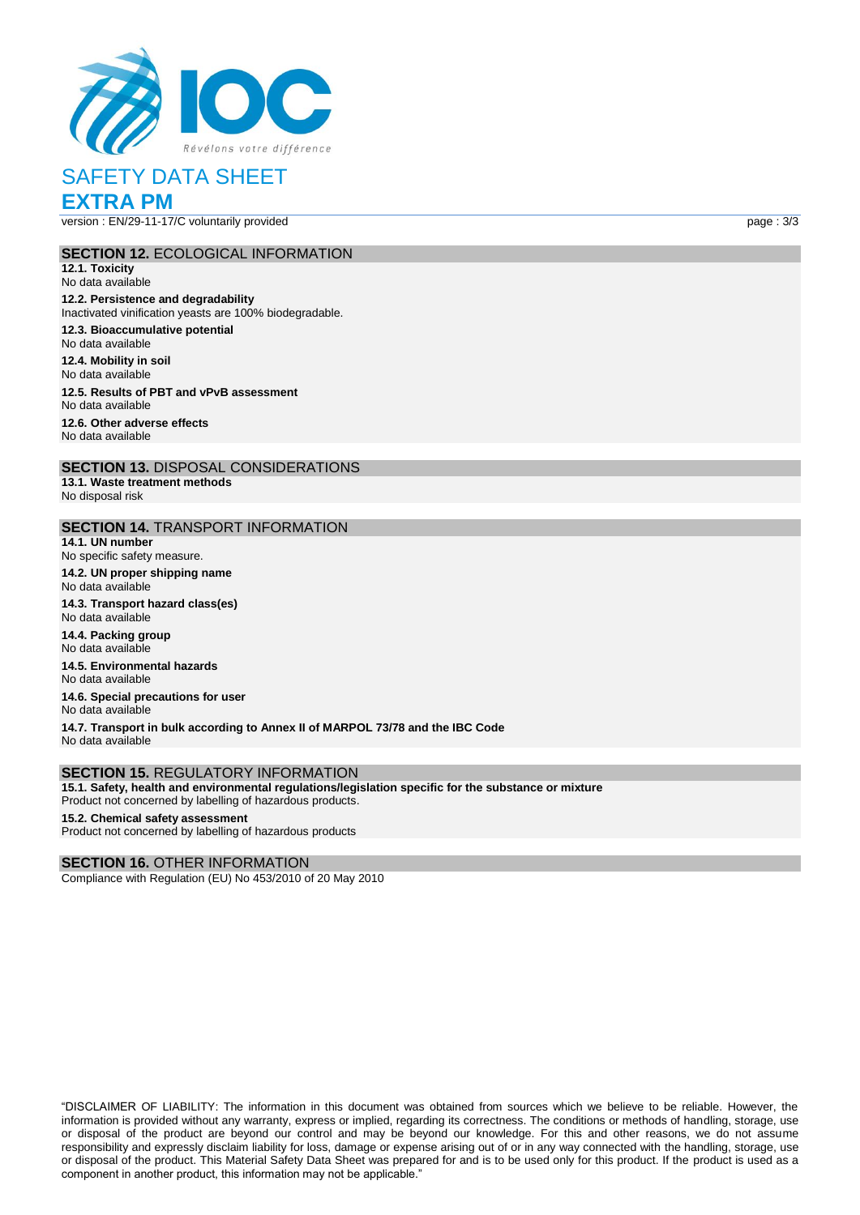# SAFETY DATA SHEET

## EXTRA PM

version : EN/29-11-17/C voluntarily provided

### SECTION 12. ECOLOGICAL INFORMATION

**12.1. Toxicity**
No data available

**12.2. Persistence and degradability**
Inactivated vinification yeasts are 100% biodegradable.

**12.3. Bioaccumulative potential**
No data available

**12.4. Mobility in soil**
No data available

**12.5. Results of PBT and vPvB assessment**
No data available

**12.6. Other adverse effects**
No data available

### SECTION 13. DISPOSAL CONSIDERATIONS

**13.1. Waste treatment methods**
No disposal risk

### SECTION 14. TRANSPORT INFORMATION

**14.1. UN number**
No specific safety measure.

**14.2. UN proper shipping name**
No data available

**14.3. Transport hazard class(es)**
No data available

**14.4. Packing group**
No data available

**14.5. Environmental hazards**
No data available

**14.6. Special precautions for user**
No data available

**14.7. Transport in bulk according to Annex II of MARPOL 73/78 and the IBC Code**
No data available

### SECTION 15. REGULATORY INFORMATION

**15.1. Safety, health and environmental regulations/legislation specific for the substance or mixture**
Product not concerned by labelling of hazardous products.

**15.2. Chemical safety assessment**
Product not concerned by labelling of hazardous products

### SECTION 16. OTHER INFORMATION

Compliance with Regulation (EU) No 453/2010 of 20 May 2010

"DISCLAIMER OF LIABILITY: The information in this document was obtained from sources which we believe to be reliable. However, the information is provided without any warranty, express or implied, regarding its correctness. The conditions or methods of handling, storage, use or disposal of the product are beyond our control and may be beyond our knowledge. For this and other reasons, we do not assume responsibility and expressly disclaim liability for loss, damage or expense arising out of or in any way connected with the handling, storage, use or disposal of the product. This Material Safety Data Sheet was prepared for and is to be used only for this product. If the product is used as a component in another product, this information may not be applicable."